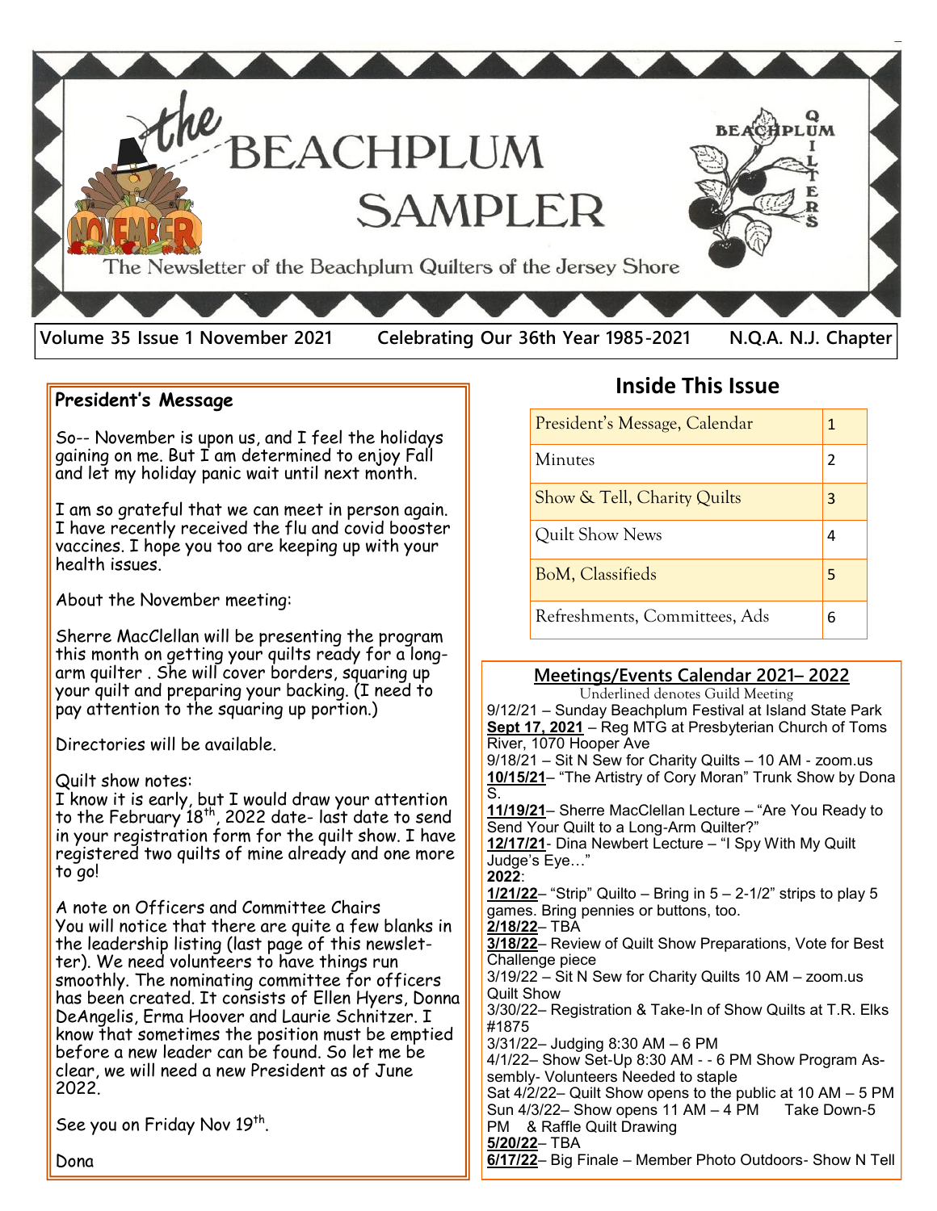# the BEACHPLUM SAMPLER

The Newsletter of the Beachplum Quilters of the Jersey Shore

Volume 35 Issue 1 November 2021 | Celebrating Our 36th Year 1985-2021 | N.Q.A. N.J. Chapter

## President's Message

So-- November is upon us, and I feel the holidays gaining on me. But I am determined to enjoy Fall and let my holiday panic wait until next month.

I am so grateful that we can meet in person again. I have recently received the flu and covid booster vaccines. I hope you too are keeping up with your health issues.

About the November meeting:

Sherre MacClellan will be presenting the program this month on getting your quilts ready for a long-arm quilter . She will cover borders, squaring up your quilt and preparing your backing. (I need to pay attention to the squaring up portion.)

Directories will be available.

Quilt show notes:
I know it is early, but I would draw your attention to the February 18th, 2022 date- last date to send in your registration form for the quilt show. I have registered two quilts of mine already and one more to go!

A note on Officers and Committee Chairs
You will notice that there are quite a few blanks in the leadership listing (last page of this newsletter). We need volunteers to have things run smoothly. The nominating committee for officers has been created. It consists of Ellen Hyers, Donna DeAngelis, Erma Hoover and Laurie Schnitzer. I know that sometimes the position must be emptied before a new leader can be found. So let me be clear, we will need a new President as of June 2022.

See you on Friday Nov 19th.

Dona

## Inside This Issue

| Section | Page |
|---|---|
| President's Message, Calendar | 1 |
| Minutes | 2 |
| Show & Tell, Charity Quilts | 3 |
| Quilt Show News | 4 |
| BoM, Classifieds | 5 |
| Refreshments, Committees, Ads | 6 |

## Meetings/Events Calendar 2021– 2022

Underlined denotes Guild Meeting

9/12/21 – Sunday Beachplum Festival at Island State Park
**Sept 17, 2021** – Reg MTG at Presbyterian Church of Toms River, 1070 Hooper Ave
9/18/21 – Sit N Sew for Charity Quilts – 10 AM - zoom.us
**10/15/21**– "The Artistry of Cory Moran" Trunk Show by Dona S.
**11/19/21**– Sherre MacClellan Lecture – "Are You Ready to Send Your Quilt to a Long-Arm Quilter?"
**12/17/21**- Dina Newbert Lecture – "I Spy With My Quilt Judge's Eye…"
**2022**:
**1/21/22**– "Strip" Quilto – Bring in 5 – 2-1/2" strips to play 5 games. Bring pennies or buttons, too.
**2/18/22**– TBA
**3/18/22**– Review of Quilt Show Preparations, Vote for Best Challenge piece
3/19/22 – Sit N Sew for Charity Quilts 10 AM – zoom.us
Quilt Show
3/30/22– Registration & Take-In of Show Quilts at T.R. Elks #1875
3/31/22– Judging 8:30 AM – 6 PM
4/1/22– Show Set-Up 8:30 AM - - 6 PM Show Program Assembly- Volunteers Needed to staple
Sat 4/2/22– Quilt Show opens to the public at 10 AM – 5 PM
Sun 4/3/22– Show opens 11 AM – 4 PM Take Down-5 PM & Raffle Quilt Drawing
**5/20/22**– TBA
**6/17/22**– Big Finale – Member Photo Outdoors- Show N Tell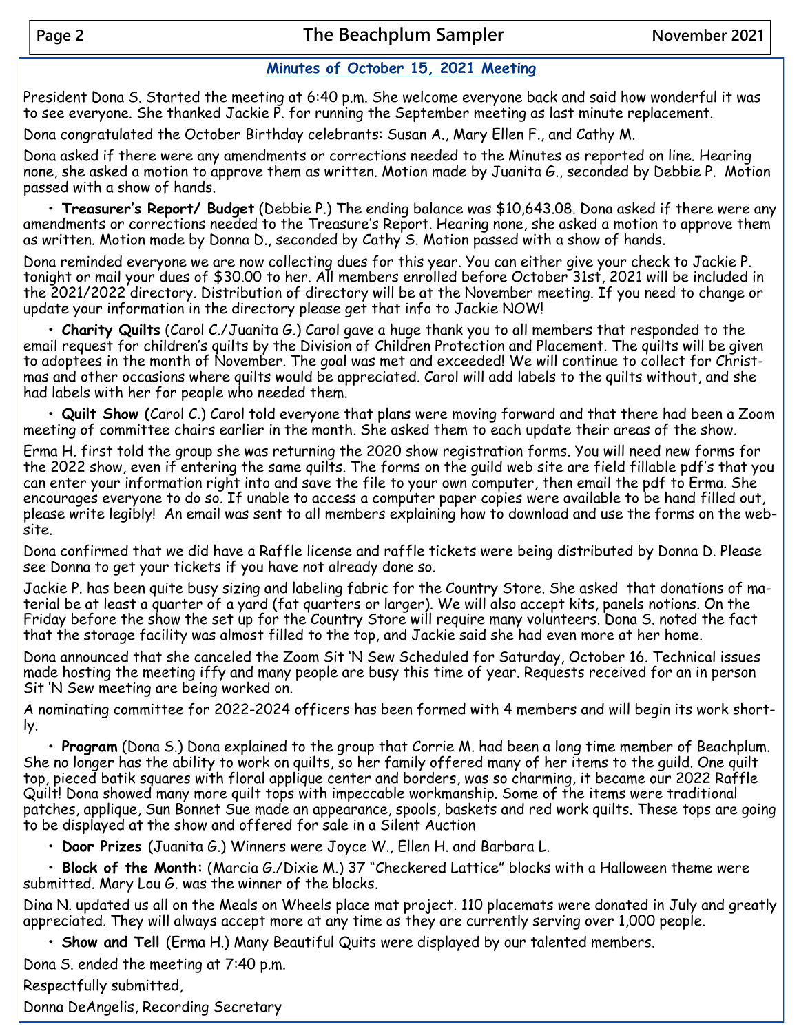## Minutes of October 15, 2021 Meeting

President Dona S. Started the meeting at 6:40 p.m. She welcome everyone back and said how wonderful it was to see everyone. She thanked Jackie P. for running the September meeting as last minute replacement.

Dona congratulated the October Birthday celebrants: Susan A., Mary Ellen F., and Cathy M.

Dona asked if there were any amendments or corrections needed to the Minutes as reported on line. Hearing none, she asked a motion to approve them as written. Motion made by Juanita G., seconded by Debbie P. Motion passed with a show of hands.

- **Treasurer's Report/ Budget** (Debbie P.) The ending balance was $10,643.08. Dona asked if there were any amendments or corrections needed to the Treasure's Report. Hearing none, she asked a motion to approve them as written. Motion made by Donna D., seconded by Cathy S. Motion passed with a show of hands.

Dona reminded everyone we are now collecting dues for this year. You can either give your check to Jackie P. tonight or mail your dues of $30.00 to her. All members enrolled before October 31st, 2021 will be included in the 2021/2022 directory. Distribution of directory will be at the November meeting. If you need to change or update your information in the directory please get that info to Jackie NOW!

- **Charity Quilts** (Carol C./Juanita G.) Carol gave a huge thank you to all members that responded to the email request for children's quilts by the Division of Children Protection and Placement. The quilts will be given to adoptees in the month of November. The goal was met and exceeded! We will continue to collect for Christmas and other occasions where quilts would be appreciated. Carol will add labels to the quilts without, and she had labels with her for people who needed them.

- **Quilt Show (**Carol C.) Carol told everyone that plans were moving forward and that there had been a Zoom meeting of committee chairs earlier in the month. She asked them to each update their areas of the show.

Erma H. first told the group she was returning the 2020 show registration forms. You will need new forms for the 2022 show, even if entering the same quilts. The forms on the guild web site are field fillable pdf's that you can enter your information right into and save the file to your own computer, then email the pdf to Erma. She encourages everyone to do so. If unable to access a computer paper copies were available to be hand filled out, please write legibly! An email was sent to all members explaining how to download and use the forms on the website.

Dona confirmed that we did have a Raffle license and raffle tickets were being distributed by Donna D. Please see Donna to get your tickets if you have not already done so.

Jackie P. has been quite busy sizing and labeling fabric for the Country Store. She asked that donations of material be at least a quarter of a yard (fat quarters or larger). We will also accept kits, panels notions. On the Friday before the show the set up for the Country Store will require many volunteers. Dona S. noted the fact that the storage facility was almost filled to the top, and Jackie said she had even more at her home.

Dona announced that she canceled the Zoom Sit 'N Sew Scheduled for Saturday, October 16. Technical issues made hosting the meeting iffy and many people are busy this time of year. Requests received for an in person Sit 'N Sew meeting are being worked on.

A nominating committee for 2022-2024 officers has been formed with 4 members and will begin its work shortly.

- **Program** (Dona S.) Dona explained to the group that Corrie M. had been a long time member of Beachplum. She no longer has the ability to work on quilts, so her family offered many of her items to the guild. One quilt top, pieced batik squares with floral applique center and borders, was so charming, it became our 2022 Raffle Quilt! Dona showed many more quilt tops with impeccable workmanship. Some of the items were traditional patches, applique, Sun Bonnet Sue made an appearance, spools, baskets and red work quilts. These tops are going to be displayed at the show and offered for sale in a Silent Auction

- **Door Prizes** (Juanita G.) Winners were Joyce W., Ellen H. and Barbara L.

- **Block of the Month:** (Marcia G./Dixie M.) 37 "Checkered Lattice" blocks with a Halloween theme were submitted. Mary Lou G. was the winner of the blocks.

Dina N. updated us all on the Meals on Wheels place mat project. 110 placemats were donated in July and greatly appreciated. They will always accept more at any time as they are currently serving over 1,000 people.

- **Show and Tell** (Erma H.) Many Beautiful Quits were displayed by our talented members.

Dona S. ended the meeting at 7:40 p.m.

Respectfully submitted,

Donna DeAngelis, Recording Secretary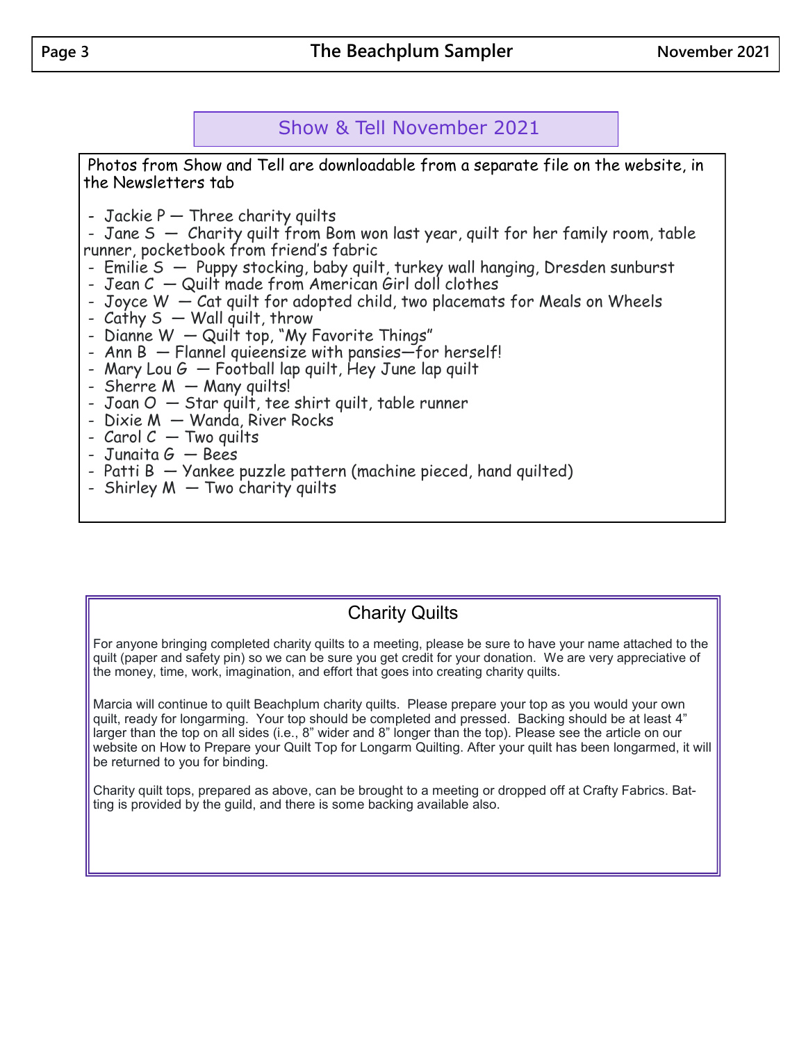## Show & Tell November 2021

Photos from Show and Tell are downloadable from a separate file on the website, in the Newsletters tab

- Jackie P — Three charity quilts
- Jane S — Charity quilt from Bom won last year, quilt for her family room, table runner, pocketbook from friend's fabric
- Emilie S — Puppy stocking, baby quilt, turkey wall hanging, Dresden sunburst
- Jean C — Quilt made from American Girl doll clothes
- Joyce W — Cat quilt for adopted child, two placemats for Meals on Wheels
- Cathy S — Wall quilt, throw
- Dianne W — Quilt top, "My Favorite Things"
- Ann B — Flannel quieensize with pansies—for herself!
- Mary Lou G — Football lap quilt, Hey June lap quilt
- Sherre M — Many quilts!
- Joan O — Star quilt, tee shirt quilt, table runner
- Dixie M — Wanda, River Rocks
- Carol C — Two quilts
- Junaita G — Bees
- Patti B — Yankee puzzle pattern (machine pieced, hand quilted)
- Shirley M — Two charity quilts

## Charity Quilts

For anyone bringing completed charity quilts to a meeting, please be sure to have your name attached to the quilt (paper and safety pin) so we can be sure you get credit for your donation. We are very appreciative of the money, time, work, imagination, and effort that goes into creating charity quilts.

Marcia will continue to quilt Beachplum charity quilts. Please prepare your top as you would your own quilt, ready for longarming. Your top should be completed and pressed. Backing should be at least 4" larger than the top on all sides (i.e., 8" wider and 8" longer than the top). Please see the article on our website on How to Prepare your Quilt Top for Longarm Quilting. After your quilt has been longarmed, it will be returned to you for binding.

Charity quilt tops, prepared as above, can be brought to a meeting or dropped off at Crafty Fabrics. Batting is provided by the guild, and there is some backing available also.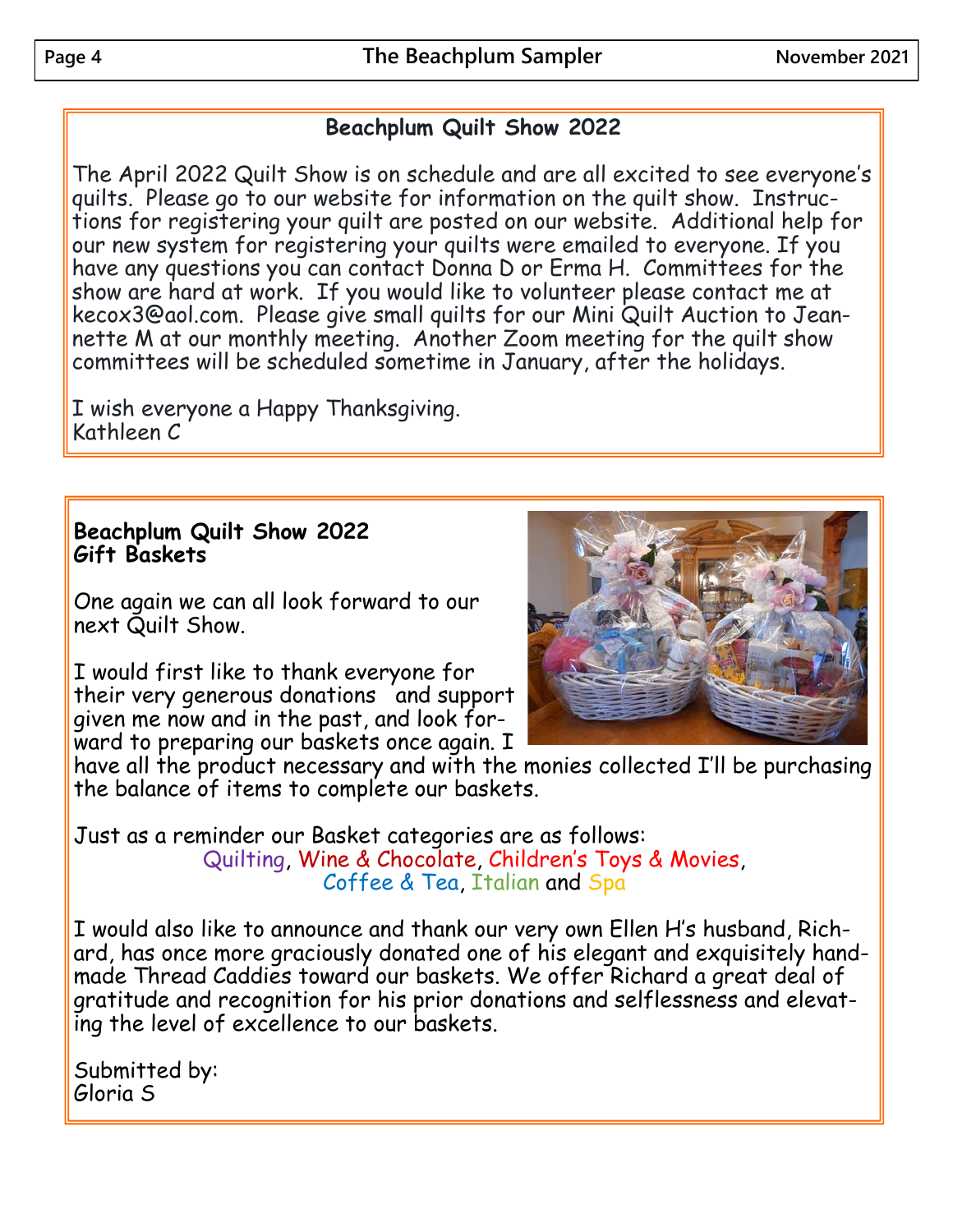## Beachplum Quilt Show 2022

The April 2022 Quilt Show is on schedule and are all excited to see everyone's quilts. Please go to our website for information on the quilt show. Instructions for registering your quilt are posted on our website. Additional help for our new system for registering your quilts were emailed to everyone. If you have any questions you can contact Donna D or Erma H. Committees for the show are hard at work. If you would like to volunteer please contact me at kecox3@aol.com. Please give small quilts for our Mini Quilt Auction to Jeannette M at our monthly meeting. Another Zoom meeting for the quilt show committees will be scheduled sometime in January, after the holidays.

I wish everyone a Happy Thanksgiving.
Kathleen C

## Beachplum Quilt Show 2022 Gift Baskets

One again we can all look forward to our next Quilt Show.

I would first like to thank everyone for their very generous donations and support given me now and in the past, and look forward to preparing our baskets once again. I have all the product necessary and with the monies collected I'll be purchasing the balance of items to complete our baskets.

Just as a reminder our Basket categories are as follows:
Quilting, Wine & Chocolate, Children's Toys & Movies, Coffee & Tea, Italian and Spa

I would also like to announce and thank our very own Ellen H's husband, Richard, has once more graciously donated one of his elegant and exquisitely handmade Thread Caddies toward our baskets. We offer Richard a great deal of gratitude and recognition for his prior donations and selflessness and elevating the level of excellence to our baskets.

Submitted by:
Gloria S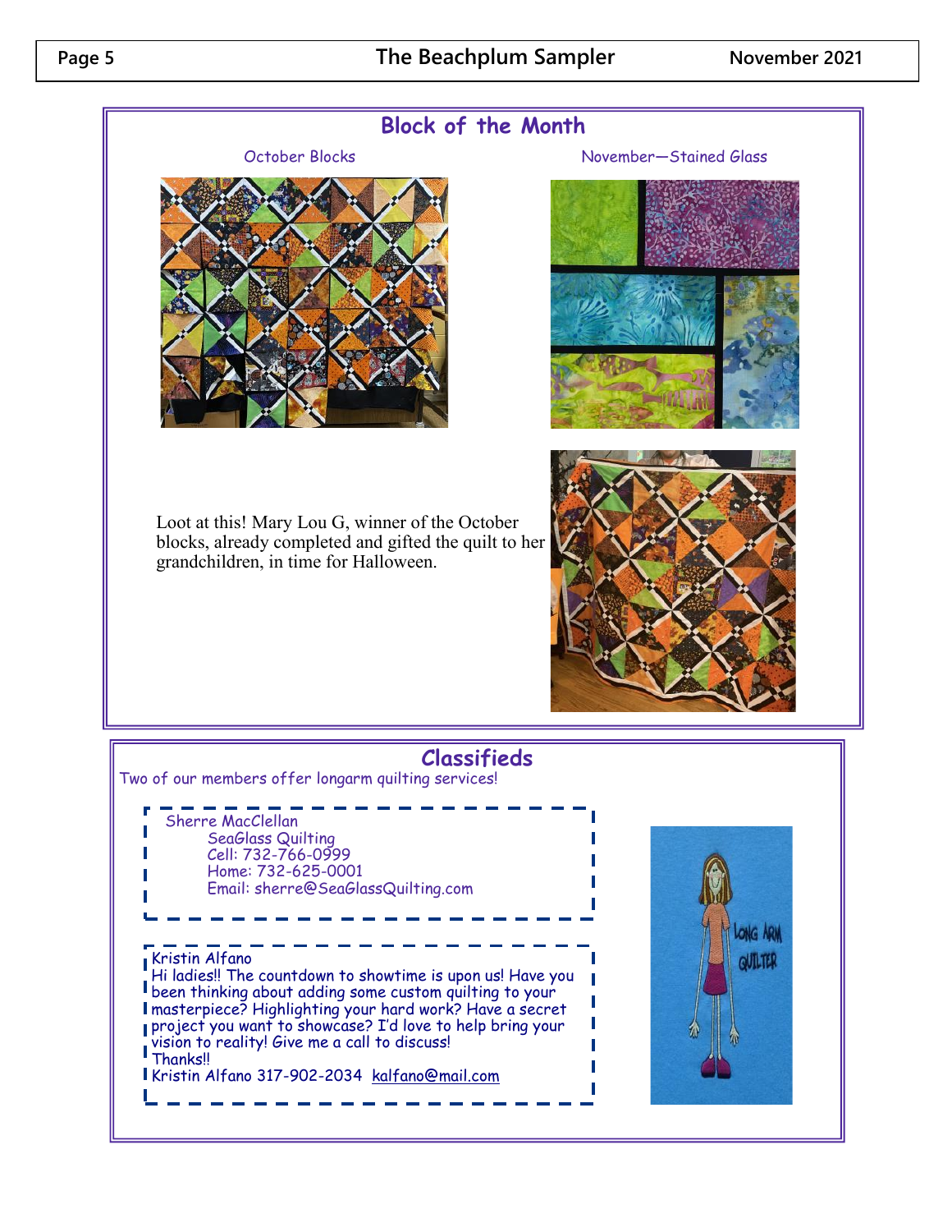## Block of the Month

October Blocks

November—Stained Glass

Loot at this! Mary Lou G, winner of the October blocks, already completed and gifted the quilt to her grandchildren, in time for Halloween.

## Classifieds

Two of our members offer longarm quilting services!

Sherre MacClellan
SeaGlass Quilting
Cell: 732-766-0999
Home: 732-625-0001
Email: sherre@SeaGlassQuilting.com

Kristin Alfano
Hi ladies!! The countdown to showtime is upon us! Have you been thinking about adding some custom quilting to your masterpiece? Highlighting your hard work? Have a secret project you want to showcase? I'd love to help bring your vision to reality! Give me a call to discuss!
Thanks!!
Kristin Alfano 317-902-2034 kalfano@mail.com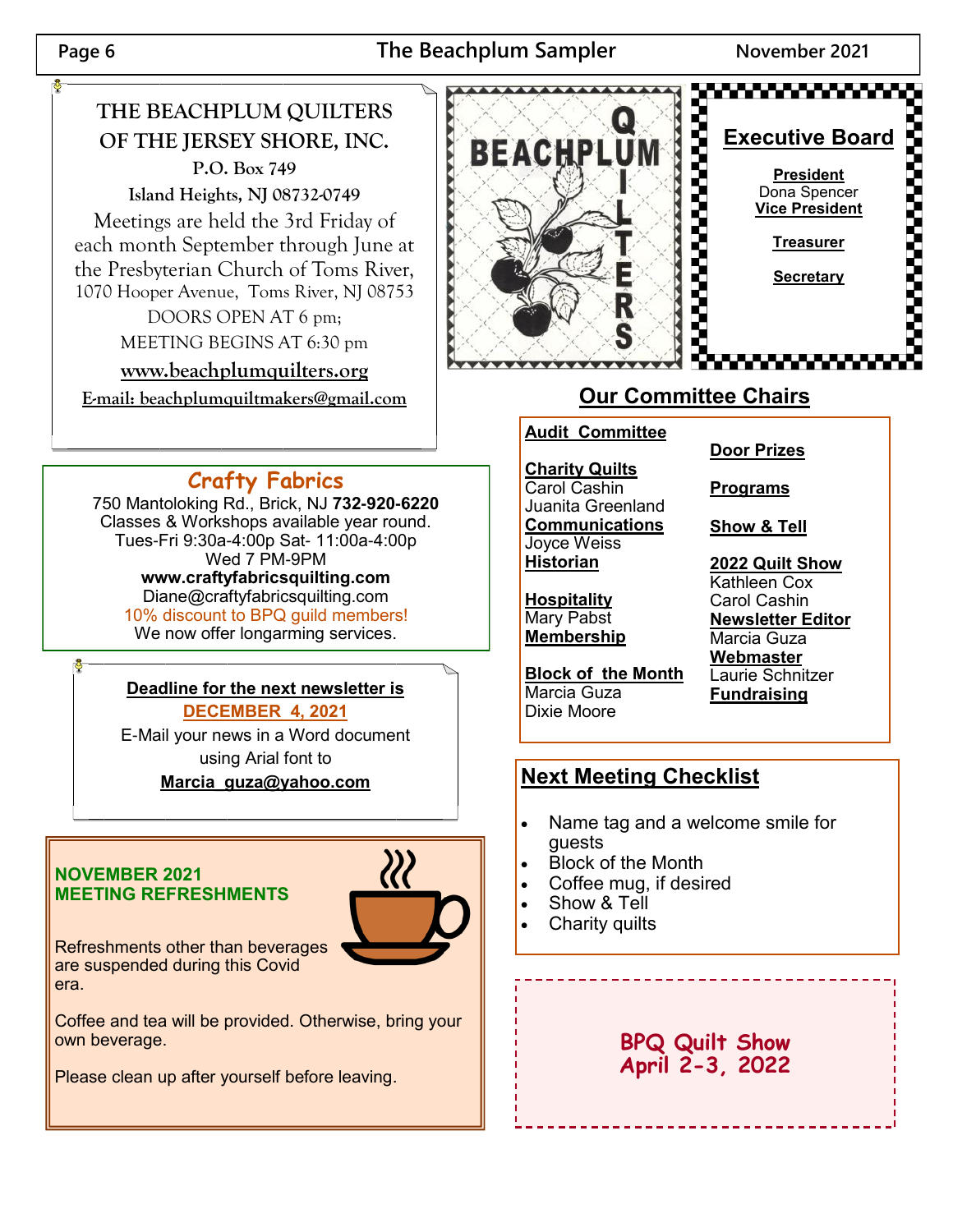## THE BEACHPLUM QUILTERS OF THE JERSEY SHORE, INC.

P.O. Box 749

Island Heights, NJ 08732-0749

Meetings are held the 3rd Friday of each month September through June at the Presbyterian Church of Toms River, 1070 Hooper Avenue, Toms River, NJ 08753

DOORS OPEN AT 6 pm;

MEETING BEGINS AT 6:30 pm

www.beachplumquilters.org

E-mail: beachplumquiltmakers@gmail.com

## Crafty Fabrics

750 Mantoloking Rd., Brick, NJ **732-920-6220**
Classes & Workshops available year round.
Tues-Fri 9:30a-4:00p Sat- 11:00a-4:00p
Wed 7 PM-9PM
**www.craftyfabricsquilting.com**
Diane@craftyfabricsquilting.com
10% discount to BPQ guild members!
We now offer longarming services.

**Deadline for the next newsletter is**

**DECEMBER 4, 2021**

E-Mail your news in a Word document using Arial font to

**Marcia_guza@yahoo.com**

## NOVEMBER 2021 MEETING REFRESHMENTS

Refreshments other than beverages are suspended during this Covid era.

Coffee and tea will be provided. Otherwise, bring your own beverage.

Please clean up after yourself before leaving.

BEACHPLUM QUILTERS

## Executive Board

**President**
Dona Spencer

**Vice President**

**Treasurer**

**Secretary**

## Our Committee Chairs

**Audit Committee**

**Charity Quilts**
Carol Cashin
Juanita Greenland

**Communications**
Joyce Weiss

**Historian**

**Hospitality**
Mary Pabst

**Membership**

**Block of the Month**
Marcia Guza
Dixie Moore

**Door Prizes**

**Programs**

**Show & Tell**

**2022 Quilt Show**
Kathleen Cox
Carol Cashin

**Newsletter Editor**
Marcia Guza

**Webmaster**
Laurie Schnitzer

**Fundraising**

## Next Meeting Checklist

- Name tag and a welcome smile for guests
- Block of the Month
- Coffee mug, if desired
- Show & Tell
- Charity quilts

**BPQ Quilt Show**
**April 2-3, 2022**